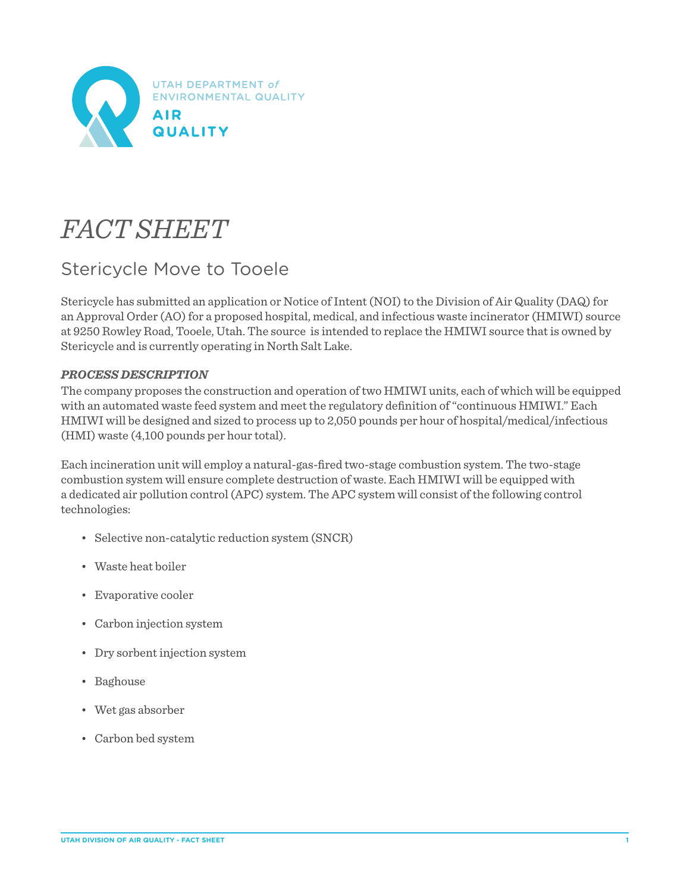UTAH DEPARTMENT *of* ENVIRONMENTAL QUALITY

AIR QUALITY

# *FACT SHEET*

## Stericycle Move to Tooele

Stericycle has submitted an application or Notice of Intent (NOI) to the Division of Air Quality (DAQ) for an Approval Order (AO) for a proposed hospital, medical, and infectious waste incinerator (HMIWI) source at 9250 Rowley Road, Tooele, Utah. The source is intended to replace the HMIWI source that is owned by Stericycle and is currently operating in North Salt Lake.

### *PROCESS DESCRIPTION*

The company proposes the construction and operation of two HMIWI units, each of which will be equipped with an automated waste feed system and meet the regulatory definition of "continuous HMIWI." Each HMIWI will be designed and sized to process up to 2,050 pounds per hour of hospital/medical/infectious (HMI) waste (4,100 pounds per hour total).

Each incineration unit will employ a natural-gas-fired two-stage combustion system. The two-stage combustion system will ensure complete destruction of waste. Each HMIWI will be equipped with a dedicated air pollution control (APC) system. The APC system will consist of the following control technologies:

- Selective non-catalytic reduction system (SNCR)
- Waste heat boiler
- Evaporative cooler
- Carbon injection system
- Dry sorbent injection system
- Baghouse
- Wet gas absorber
- Carbon bed system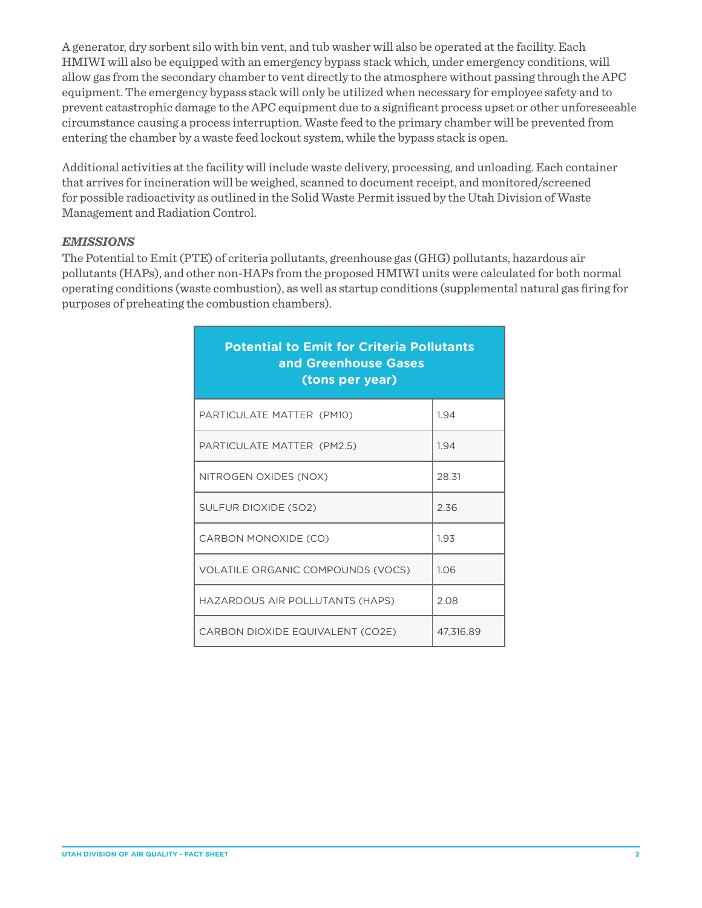A generator, dry sorbent silo with bin vent, and tub washer will also be operated at the facility. Each HMIWI will also be equipped with an emergency bypass stack which, under emergency conditions, will allow gas from the secondary chamber to vent directly to the atmosphere without passing through the APC equipment. The emergency bypass stack will only be utilized when necessary for employee safety and to prevent catastrophic damage to the APC equipment due to a significant process upset or other unforeseeable circumstance causing a process interruption. Waste feed to the primary chamber will be prevented from entering the chamber by a waste feed lockout system, while the bypass stack is open.

Additional activities at the facility will include waste delivery, processing, and unloading. Each container that arrives for incineration will be weighed, scanned to document receipt, and monitored/screened for possible radioactivity as outlined in the Solid Waste Permit issued by the Utah Division of Waste Management and Radiation Control.

***EMISSIONS***

The Potential to Emit (PTE) of criteria pollutants, greenhouse gas (GHG) pollutants, hazardous air pollutants (HAPs), and other non-HAPs from the proposed HMIWI units were calculated for both normal operating conditions (waste combustion), as well as startup conditions (supplemental natural gas firing for purposes of preheating the combustion chambers).

| Potential to Emit for Criteria Pollutants and Greenhouse Gases (tons per year) | |
|---|---|
| PARTICULATE MATTER (PM10) | 1.94 |
| PARTICULATE MATTER (PM2.5) | 1.94 |
| NITROGEN OXIDES (NOX) | 28.31 |
| SULFUR DIOXIDE (SO2) | 2.36 |
| CARBON MONOXIDE (CO) | 1.93 |
| VOLATILE ORGANIC COMPOUNDS (VOCS) | 1.06 |
| HAZARDOUS AIR POLLUTANTS (HAPS) | 2.08 |
| CARBON DIOXIDE EQUIVALENT (CO2E) | 47,316.89 |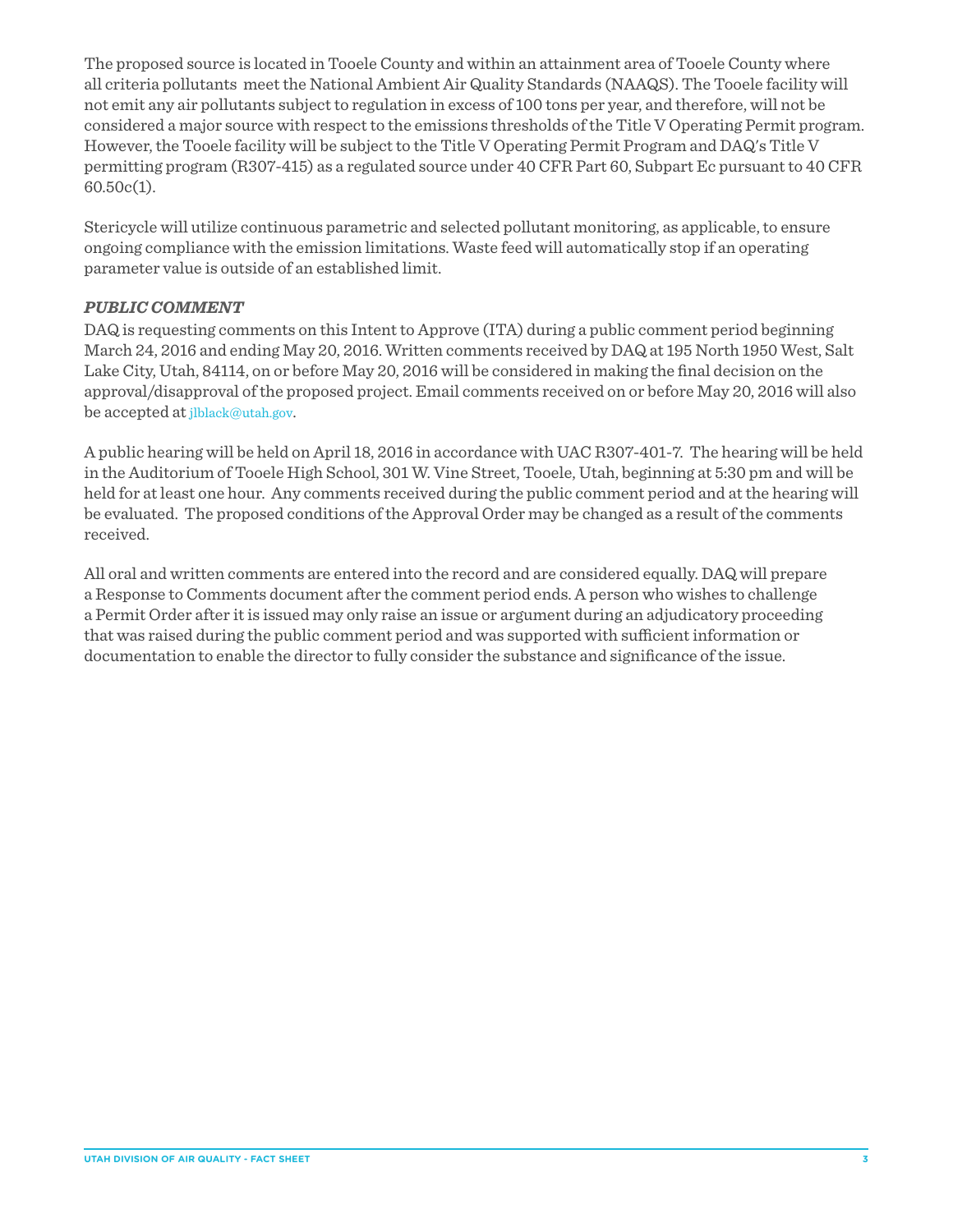The proposed source is located in Tooele County and within an attainment area of Tooele County where all criteria pollutants meet the National Ambient Air Quality Standards (NAAQS). The Tooele facility will not emit any air pollutants subject to regulation in excess of 100 tons per year, and therefore, will not be considered a major source with respect to the emissions thresholds of the Title V Operating Permit program. However, the Tooele facility will be subject to the Title V Operating Permit Program and DAQ's Title V permitting program (R307-415) as a regulated source under 40 CFR Part 60, Subpart Ec pursuant to 40 CFR 60.50c(1).

Stericycle will utilize continuous parametric and selected pollutant monitoring, as applicable, to ensure ongoing compliance with the emission limitations. Waste feed will automatically stop if an operating parameter value is outside of an established limit.

### *PUBLIC COMMENT*

DAQ is requesting comments on this Intent to Approve (ITA) during a public comment period beginning March 24, 2016 and ending May 20, 2016. Written comments received by DAQ at 195 North 1950 West, Salt Lake City, Utah, 84114, on or before May 20, 2016 will be considered in making the final decision on the approval/disapproval of the proposed project. Email comments received on or before May 20, 2016 will also be accepted at jlblack@utah.gov.

A public hearing will be held on April 18, 2016 in accordance with UAC R307-401-7. The hearing will be held in the Auditorium of Tooele High School, 301 W. Vine Street, Tooele, Utah, beginning at 5:30 pm and will be held for at least one hour. Any comments received during the public comment period and at the hearing will be evaluated. The proposed conditions of the Approval Order may be changed as a result of the comments received.

All oral and written comments are entered into the record and are considered equally. DAQ will prepare a Response to Comments document after the comment period ends. A person who wishes to challenge a Permit Order after it is issued may only raise an issue or argument during an adjudicatory proceeding that was raised during the public comment period and was supported with sufficient information or documentation to enable the director to fully consider the substance and significance of the issue.